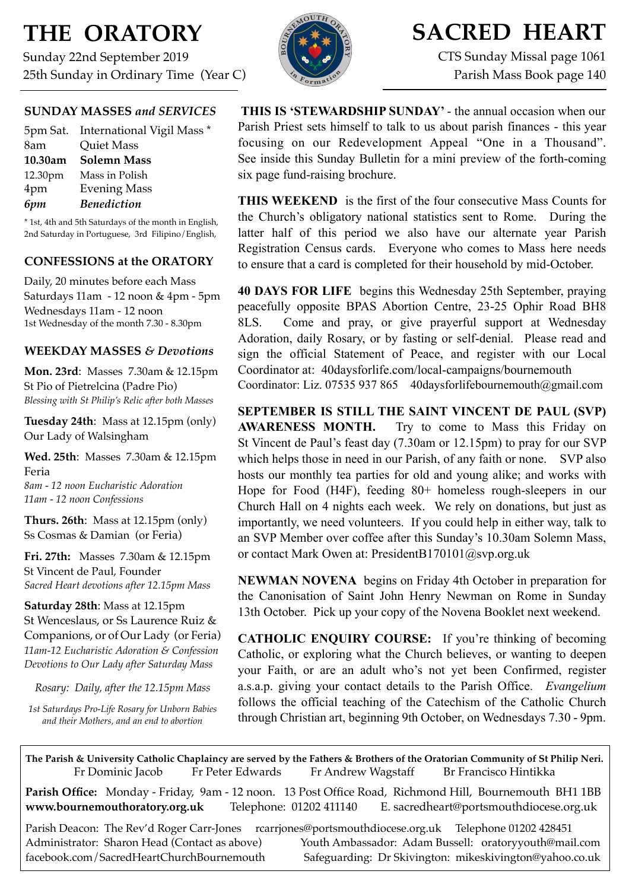# THE ORATORY

Sunday 22nd September 2019
25th Sunday in Ordinary Time (Year C)

# SACRED HEART

CTS Sunday Missal page 1061
Parish Mass Book page 140

## SUNDAY MASSES *and SERVICES*

| | |
|---|---|
| 5pm Sat. | International Vigil Mass * |
| 8am | Quiet Mass |
| **10.30am** | **Solemn Mass** |
| 12.30pm | Mass in Polish |
| 4pm | Evening Mass |
| ***6pm*** | ***Benediction*** |

* 1st, 4th and 5th Saturdays of the month in English, 2nd Saturday in Portuguese, 3rd Filipino/English,

## CONFESSIONS at the ORATORY

Daily, 20 minutes before each Mass
Saturdays 11am - 12 noon & 4pm - 5pm
Wednesdays 11am - 12 noon
1st Wednesday of the month 7.30 - 8.30pm

## WEEKDAY MASSES *& Devotions*

**Mon. 23rd**: Masses 7.30am & 12.15pm
St Pio of Pietrelcina (Padre Pio)
*Blessing with St Philip's Relic after both Masses*

**Tuesday 24th**: Mass at 12.15pm (only)
Our Lady of Walsingham

**Wed. 25th**: Masses 7.30am & 12.15pm
Feria
*8am - 12 noon Eucharistic Adoration*
*11am - 12 noon Confessions*

**Thurs. 26th**: Mass at 12.15pm (only)
Ss Cosmas & Damian (or Feria)

**Fri. 27th:** Masses 7.30am & 12.15pm
St Vincent de Paul, Founder
*Sacred Heart devotions after 12.15pm Mass*

**Saturday 28th**: Mass at 12.15pm
St Wenceslaus, or Ss Laurence Ruiz & Companions, or of Our Lady (or Feria)
*11am-12 Eucharistic Adoration & Confession*
*Devotions to Our Lady after Saturday Mass*

*Rosary: Daily, after the 12.15pm Mass*

*1st Saturdays Pro-Life Rosary for Unborn Babies and their Mothers, and an end to abortion*

**THIS IS 'STEWARDSHIP SUNDAY'** - the annual occasion when our Parish Priest sets himself to talk to us about parish finances - this year focusing on our Redevelopment Appeal "One in a Thousand". See inside this Sunday Bulletin for a mini preview of the forth-coming six page fund-raising brochure.

**THIS WEEKEND** is the first of the four consecutive Mass Counts for the Church's obligatory national statistics sent to Rome. During the latter half of this period we also have our alternate year Parish Registration Census cards. Everyone who comes to Mass here needs to ensure that a card is completed for their household by mid-October.

**40 DAYS FOR LIFE** begins this Wednesday 25th September, praying peacefully opposite BPAS Abortion Centre, 23-25 Ophir Road BH8 8LS. Come and pray, or give prayerful support at Wednesday Adoration, daily Rosary, or by fasting or self-denial. Please read and sign the official Statement of Peace, and register with our Local Coordinator at: 40daysforlife.com/local-campaigns/bournemouth
Coordinator: Liz. 07535 937 865 40daysforlifebournemouth@gmail.com

**SEPTEMBER IS STILL THE SAINT VINCENT DE PAUL (SVP) AWARENESS MONTH.** Try to come to Mass this Friday on St Vincent de Paul's feast day (7.30am or 12.15pm) to pray for our SVP which helps those in need in our Parish, of any faith or none. SVP also hosts our monthly tea parties for old and young alike; and works with Hope for Food (H4F), feeding 80+ homeless rough-sleepers in our Church Hall on 4 nights each week. We rely on donations, but just as importantly, we need volunteers. If you could help in either way, talk to an SVP Member over coffee after this Sunday's 10.30am Solemn Mass, or contact Mark Owen at: PresidentB170101@svp.org.uk

**NEWMAN NOVENA** begins on Friday 4th October in preparation for the Canonisation of Saint John Henry Newman on Rome in Sunday 13th October. Pick up your copy of the Novena Booklet next weekend.

**CATHOLIC ENQUIRY COURSE:** If you're thinking of becoming Catholic, or exploring what the Church believes, or wanting to deepen your Faith, or are an adult who's not yet been Confirmed, register a.s.a.p. giving your contact details to the Parish Office. *Evangelium* follows the official teaching of the Catechism of the Catholic Church through Christian art, beginning 9th October, on Wednesdays 7.30 - 9pm.

**The Parish & University Catholic Chaplaincy are served by the Fathers & Brothers of the Oratorian Community of St Philip Neri.**
Fr Dominic Jacob Fr Peter Edwards Fr Andrew Wagstaff Br Francisco Hintikka

**Parish Office:** Monday - Friday, 9am - 12 noon. 13 Post Office Road, Richmond Hill, Bournemouth BH1 1BB
**www.bournemouthoratory.org.uk** Telephone: 01202 411140 E. sacredheart@portsmouthdiocese.org.uk

Parish Deacon: The Rev'd Roger Carr-Jones rcarrjones@portsmouthdiocese.org.uk Telephone 01202 428451
Administrator: Sharon Head (Contact as above) Youth Ambassador: Adam Bussell: oratoryyouth@mail.com
facebook.com/SacredHeartChurchBournemouth Safeguarding: Dr Skivington: mikeskivington@yahoo.co.uk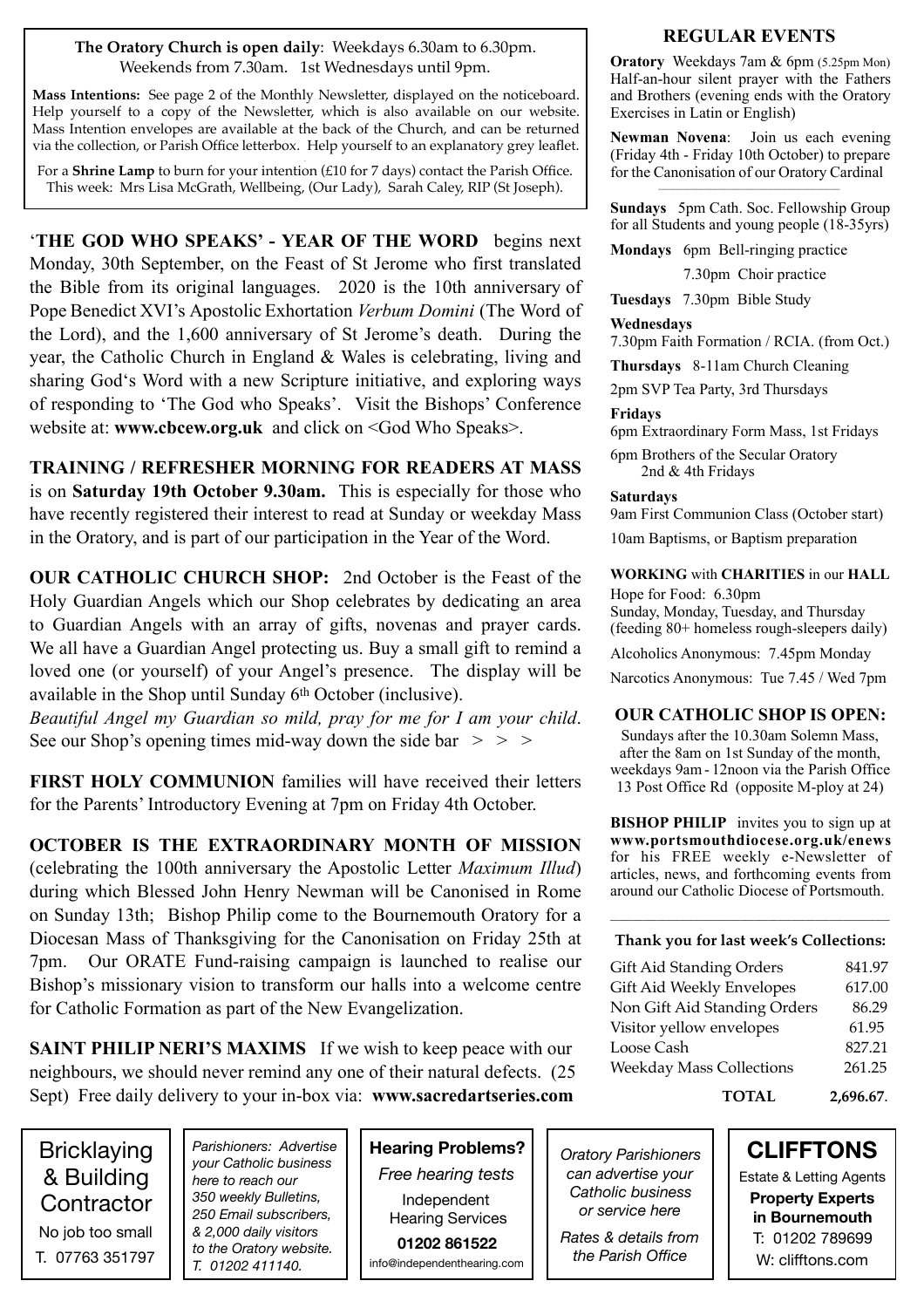**The Oratory Church is open daily**: Weekdays 6.30am to 6.30pm. Weekends from 7.30am. 1st Wednesdays until 9pm.

**Mass Intentions:** See page 2 of the Monthly Newsletter, displayed on the noticeboard. Help yourself to a copy of the Newsletter, which is also available on our website. Mass Intention envelopes are available at the back of the Church, and can be returned via the collection, or Parish Office letterbox. Help yourself to an explanatory grey leaflet.

For a **Shrine Lamp** to burn for your intention (£10 for 7 days) contact the Parish Office. This week: Mrs Lisa McGrath, Wellbeing, (Our Lady), Sarah Caley, RIP (St Joseph).

'**THE GOD WHO SPEAKS' - YEAR OF THE WORD** begins next Monday, 30th September, on the Feast of St Jerome who first translated the Bible from its original languages. 2020 is the 10th anniversary of Pope Benedict XVI's Apostolic Exhortation *Verbum Domini* (The Word of the Lord), and the 1,600 anniversary of St Jerome's death. During the year, the Catholic Church in England & Wales is celebrating, living and sharing God's Word with a new Scripture initiative, and exploring ways of responding to 'The God who Speaks'. Visit the Bishops' Conference website at: **www.cbcew.org.uk** and click on <God Who Speaks>.

**TRAINING / REFRESHER MORNING FOR READERS AT MASS** is on **Saturday 19th October 9.30am.** This is especially for those who have recently registered their interest to read at Sunday or weekday Mass in the Oratory, and is part of our participation in the Year of the Word.

**OUR CATHOLIC CHURCH SHOP:** 2nd October is the Feast of the Holy Guardian Angels which our Shop celebrates by dedicating an area to Guardian Angels with an array of gifts, novenas and prayer cards. We all have a Guardian Angel protecting us. Buy a small gift to remind a loved one (or yourself) of your Angel's presence. The display will be available in the Shop until Sunday 6th October (inclusive).
*Beautiful Angel my Guardian so mild, pray for me for I am your child*. See our Shop's opening times mid-way down the side bar > > >

**FIRST HOLY COMMUNION** families will have received their letters for the Parents' Introductory Evening at 7pm on Friday 4th October.

**OCTOBER IS THE EXTRAORDINARY MONTH OF MISSION** (celebrating the 100th anniversary the Apostolic Letter *Maximum Illud*) during which Blessed John Henry Newman will be Canonised in Rome on Sunday 13th; Bishop Philip come to the Bournemouth Oratory for a Diocesan Mass of Thanksgiving for the Canonisation on Friday 25th at 7pm. Our ORATE Fund-raising campaign is launched to realise our Bishop's missionary vision to transform our halls into a welcome centre for Catholic Formation as part of the New Evangelization.

**SAINT PHILIP NERI'S MAXIMS** If we wish to keep peace with our neighbours, we should never remind any one of their natural defects. (25 Sept) Free daily delivery to your in-box via: **www.sacredartseries.com**

## REGULAR EVENTS

**Oratory** Weekdays 7am & 6pm (5.25pm Mon) Half-an-hour silent prayer with the Fathers and Brothers (evening ends with the Oratory Exercises in Latin or English)

**Newman Novena**: Join us each evening (Friday 4th - Friday 10th October) to prepare for the Canonisation of our Oratory Cardinal

**Sundays** 5pm Cath. Soc. Fellowship Group for all Students and young people (18-35yrs)

**Mondays** 6pm Bell-ringing practice
7.30pm Choir practice

**Tuesdays** 7.30pm Bible Study

**Wednesdays**
7.30pm Faith Formation / RCIA. (from Oct.)

**Thursdays** 8-11am Church Cleaning
2pm SVP Tea Party, 3rd Thursdays

**Fridays**
6pm Extraordinary Form Mass, 1st Fridays
6pm Brothers of the Secular Oratory 2nd & 4th Fridays

**Saturdays**
9am First Communion Class (October start)
10am Baptisms, or Baptism preparation

**WORKING** with **CHARITIES** in our **HALL**
Hope for Food: 6.30pm
Sunday, Monday, Tuesday, and Thursday (feeding 80+ homeless rough-sleepers daily)
Alcoholics Anonymous: 7.45pm Monday
Narcotics Anonymous: Tue 7.45 / Wed 7pm

**OUR CATHOLIC SHOP IS OPEN:**
Sundays after the 10.30am Solemn Mass, after the 8am on 1st Sunday of the month, weekdays 9am - 12noon via the Parish Office 13 Post Office Rd (opposite M-ploy at 24)

**BISHOP PHILIP** invites you to sign up at **www.portsmouthdiocese.org.uk/enews** for his FREE weekly e-Newsletter of articles, news, and forthcoming events from around our Catholic Diocese of Portsmouth.

**Thank you for last week's Collections:**

| | |
|---|---|
| Gift Aid Standing Orders | 841.97 |
| Gift Aid Weekly Envelopes | 617.00 |
| Non Gift Aid Standing Orders | 86.29 |
| Visitor yellow envelopes | 61.95 |
| Loose Cash | 827.21 |
| Weekday Mass Collections | 261.25 |
| **TOTAL** | **2,696.67**. |

Bricklaying & Building Contractor
No job too small
T. 07763 351797

*Parishioners: Advertise your Catholic business here to reach our 350 weekly Bulletins, 250 Email subscribers, & 2,000 daily visitors to the Oratory website. T. 01202 411140.*

**Hearing Problems?**
*Free hearing tests*
Independent Hearing Services
**01202 861522**
info@independenthearing.com

*Oratory Parishioners can advertise your Catholic business or service here*
*Rates & details from the Parish Office*

**CLIFFTONS**
Estate & Letting Agents
**Property Experts in Bournemouth**
T: 01202 789699
W: clifftons.com